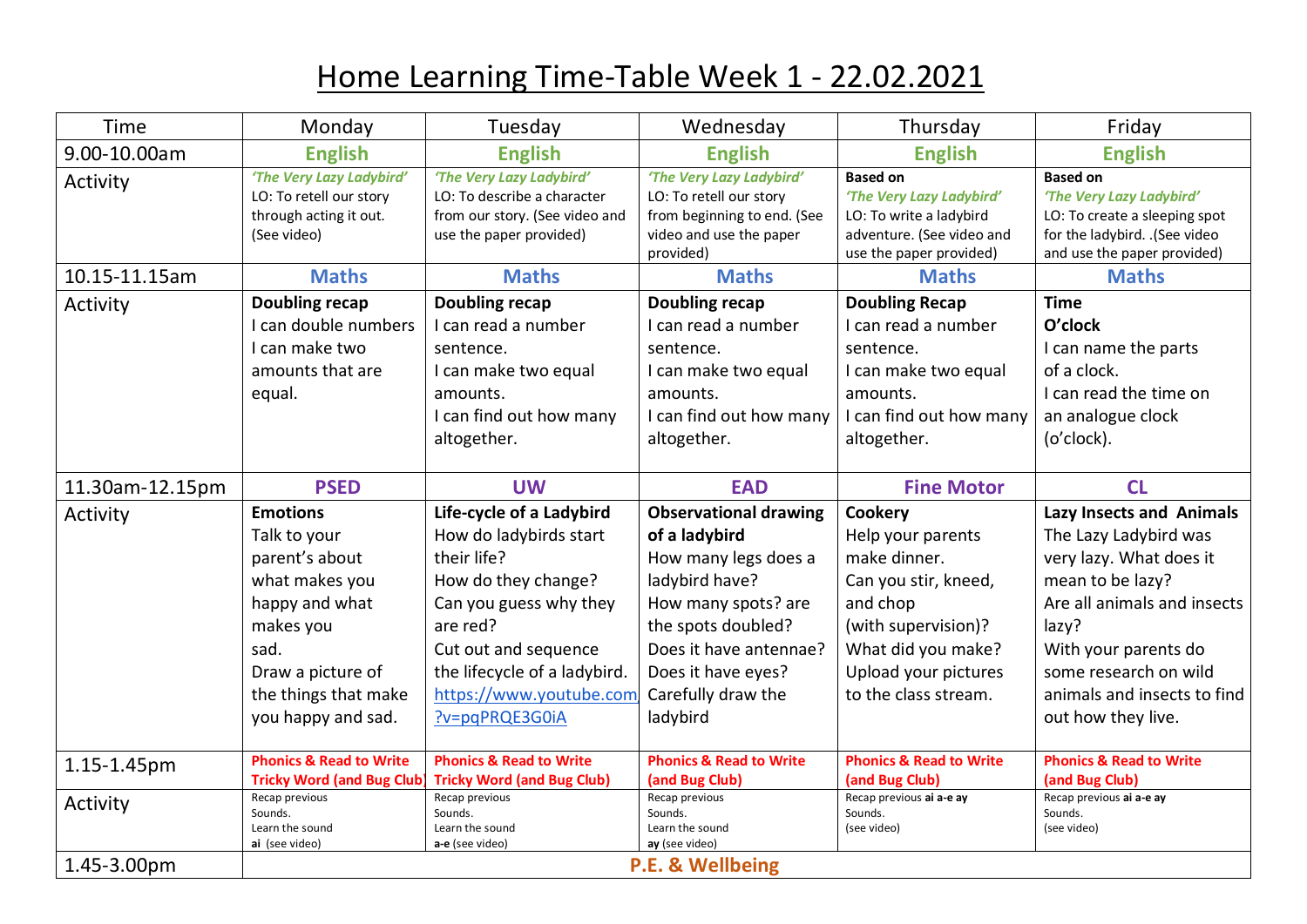# Home Learning Time-Table Week 1 - 22.02.2021

| Time | Monday | Tuesday | Wednesday | Thursday | Friday |
|---|---|---|---|---|---|
| 9.00-10.00am | **English** | **English** | **English** | **English** | **English** |
| Activity | *'The Very Lazy Ladybird'* LO: To retell our story through acting it out. (See video) | *'The Very Lazy Ladybird'* LO: To describe a character from our story. (See video and use the paper provided) | *'The Very Lazy Ladybird'* LO: To retell our story from beginning to end. (See video and use the paper provided) | **Based on** *'The Very Lazy Ladybird'* LO: To write a ladybird adventure. (See video and use the paper provided) | **Based on** *'The Very Lazy Ladybird'* LO: To create a sleeping spot for the ladybird. .(See video and use the paper provided) |
| 10.15-11.15am | **Maths** | **Maths** | **Maths** | **Maths** | **Maths** |
| Activity | **Doubling recap** I can double numbers I can make two amounts that are equal. | **Doubling recap** I can read a number sentence. I can make two equal amounts. I can find out how many altogether. | **Doubling recap** I can read a number sentence. I can make two equal amounts. I can find out how many altogether. | **Doubling Recap** I can read a number sentence. I can make two equal amounts. I can find out how many altogether. | **Time** **O'clock** I can name the parts of a clock. I can read the time on an analogue clock (o'clock). |
| 11.30am-12.15pm | **PSED** | **UW** | **EAD** | **Fine Motor** | **CL** |
| Activity | **Emotions** Talk to your parent's about what makes you happy and what makes you sad. Draw a picture of the things that make you happy and sad. | **Life-cycle of a Ladybird** How do ladybirds start their life? How do they change? Can you guess why they are red? Cut out and sequence the lifecycle of a ladybird. https://www.youtube.com?v=pqPRQE3G0iA | **Observational drawing of a ladybird** How many legs does a ladybird have? How many spots? are the spots doubled? Does it have antennae? Does it have eyes? Carefully draw the ladybird | **Cookery** Help your parents make dinner. Can you stir, kneed, and chop (with supervision)? What did you make? Upload your pictures to the class stream. | **Lazy Insects and Animals** The Lazy Ladybird was very lazy. What does it mean to be lazy? Are all animals and insects lazy? With your parents do some research on wild animals and insects to find out how they live. |
| 1.15-1.45pm | **Phonics & Read to Write Tricky Word (and Bug Club)** | **Phonics & Read to Write Tricky Word (and Bug Club)** | **Phonics & Read to Write (and Bug Club)** | **Phonics & Read to Write (and Bug Club)** | **Phonics & Read to Write (and Bug Club)** |
| Activity | Recap previous Sounds. Learn the sound **ai** (see video) | Recap previous Sounds. Learn the sound **a-e** (see video) | Recap previous Sounds. Learn the sound **ay** (see video) | Recap previous **ai a-e ay** Sounds. (see video) | Recap previous **ai a-e ay** Sounds. (see video) |
| 1.45-3.00pm | **P.E. & Wellbeing** | | | | |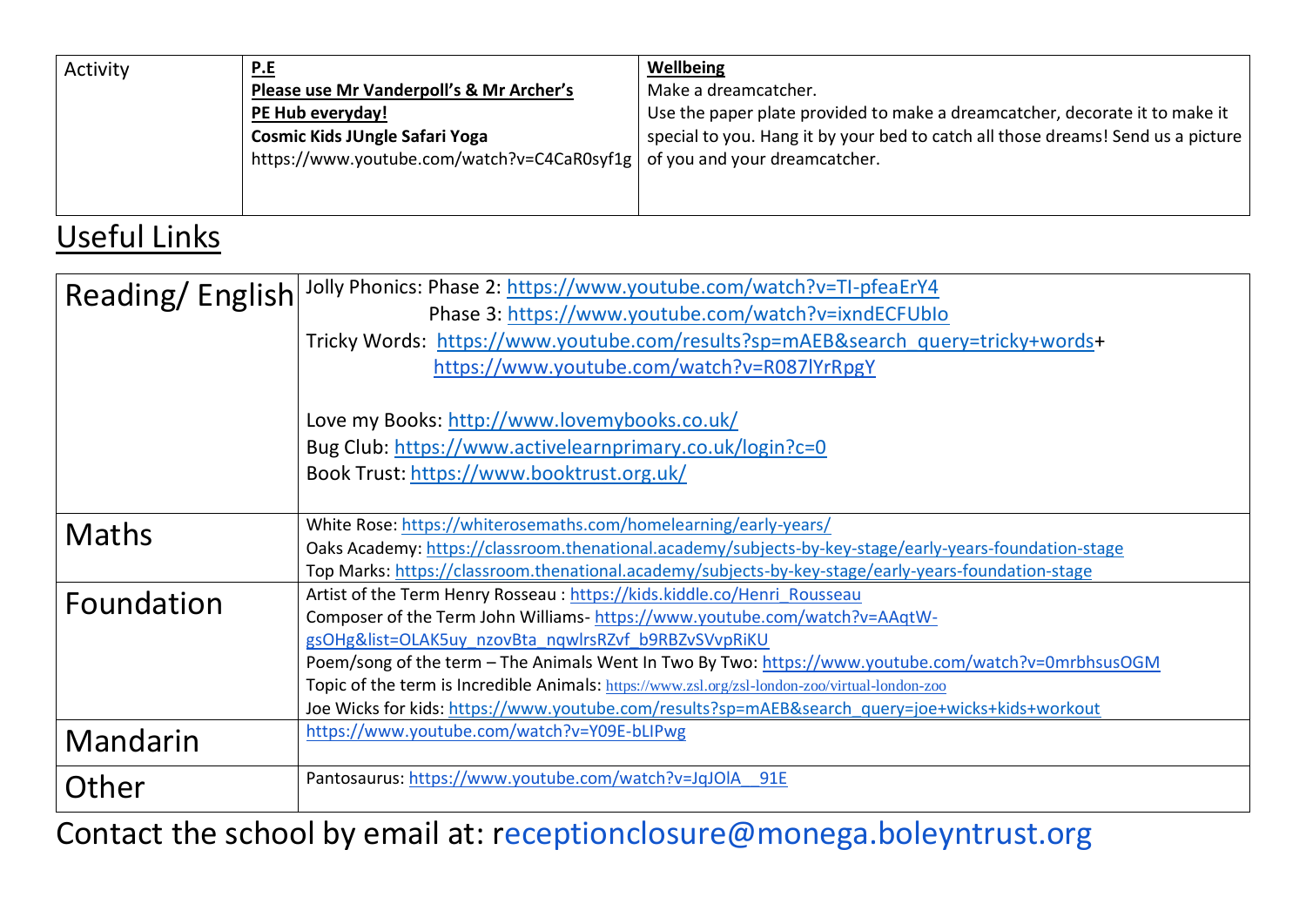| | | |
|---|---|---|
| Activity | **P.E**<br>**Please use Mr Vanderpoll's & Mr Archer's PE Hub everyday!**<br>**Cosmic Kids JUngle Safari Yoga**<br>https://www.youtube.com/watch?v=C4CaR0syf1g | **Wellbeing**<br>Make a dreamcatcher.<br>Use the paper plate provided to make a dreamcatcher, decorate it to make it special to you. Hang it by your bed to catch all those dreams! Send us a picture of you and your dreamcatcher. |

## Useful Links

| | |
|---|---|
| Reading/ English | Jolly Phonics: Phase 2: https://www.youtube.com/watch?v=TI-pfeaErY4<br>Phase 3: https://www.youtube.com/watch?v=ixndECFUbIo<br>Tricky Words: https://www.youtube.com/results?sp=mAEB&search_query=tricky+words+<br>https://www.youtube.com/watch?v=R087lYrRpgY<br><br>Love my Books: http://www.lovemybooks.co.uk/<br>Bug Club: https://www.activelearnprimary.co.uk/login?c=0<br>Book Trust: https://www.booktrust.org.uk/ |
| Maths | White Rose: https://whiterosemaths.com/homelearning/early-years/<br>Oaks Academy: https://classroom.thenational.academy/subjects-by-key-stage/early-years-foundation-stage<br>Top Marks: https://classroom.thenational.academy/subjects-by-key-stage/early-years-foundation-stage |
| Foundation | Artist of the Term Henry Rosseau : https://kids.kiddle.co/Henri_Rousseau<br>Composer of the Term John Williams- https://www.youtube.com/watch?v=AAqtW-gsOHg&list=OLAK5uy_nzovBta_nqwlrsRZvf_b9RBZvSVvpRiKU<br>Poem/song of the term – The Animals Went In Two By Two: https://www.youtube.com/watch?v=0mrbhsusOGM<br>Topic of the term is Incredible Animals: https://www.zsl.org/zsl-london-zoo/virtual-london-zoo<br>Joe Wicks for kids: https://www.youtube.com/results?sp=mAEB&search_query=joe+wicks+kids+workout |
| Mandarin | https://www.youtube.com/watch?v=Y09E-bLIPwg |
| Other | Pantosaurus: https://www.youtube.com/watch?v=JqJOlA__91E |

Contact the school by email at: receptionclosure@monega.boleyntrust.org